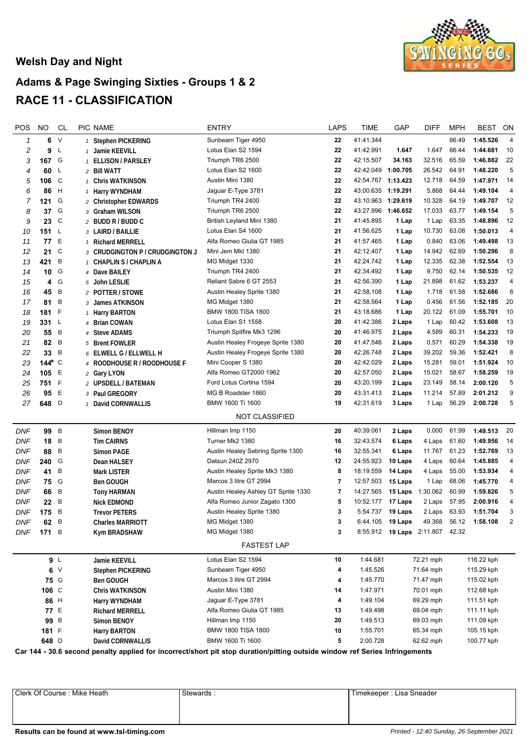# Welsh Day and Night

## Adams & Page Swinging Sixties - Groups 1 & 2

## RACE 11 - CLASSIFICATION

| POS | NO | CL | PIC | NAME | ENTRY | LAPS | TIME | GAP | DIFF | MPH | BEST | ON |
|---|---|---|---|---|---|---|---|---|---|---|---|---|
| 1 | 6 | V | 1 | Stephen PICKERING | Sunbeam Tiger 4950 | 22 | 41:41.344 | | | 66.49 | 1:45.526 | 4 |
| 2 | 9 | L | 1 | Jamie KEEVILL | Lotus Elan S2 1594 | 22 | 41:42.991 | 1.647 | 1.647 | 66.44 | 1:44.681 | 10 |
| 3 | 167 | G | 1 | ELLISON / PARSLEY | Triumph TR6 2500 | 22 | 42:15.507 | 34.163 | 32.516 | 65.59 | 1:46.882 | 22 |
| 4 | 60 | L | 2 | Bill WATT | Lotus Elan S2 1600 | 22 | 42:42.049 | 1:00.705 | 26.542 | 64.91 | 1:48.220 | 5 |
| 5 | 106 | C | 1 | Chris WATKINSON | Austin Mini 1380 | 22 | 42:54.767 | 1:13.423 | 12.718 | 64.59 | 1:47.971 | 14 |
| 6 | 86 | H | 1 | Harry WYNDHAM | Jaguar E-Type 3781 | 22 | 43:00.635 | 1:19.291 | 5.868 | 64.44 | 1:49.104 | 4 |
| 7 | 121 | G | 2 | Christopher EDWARDS | Triumph TR4 2400 | 22 | 43:10.963 | 1:29.619 | 10.328 | 64.19 | 1:49.707 | 12 |
| 8 | 37 | G | 3 | Graham WILSON | Triumph TR6 2500 | 22 | 43:27.996 | 1:46.652 | 17.033 | 63.77 | 1:49.154 | 5 |
| 9 | 23 | C | 2 | BUDD R / BUDD C | British Leyland Mini 1380 | 21 | 41:45.895 | 1 Lap | 1 Lap | 63.35 | 1:48.896 | 12 |
| 10 | 151 | L | 3 | LAIRD / BAILLIE | Lotus Elan S4 1600 | 21 | 41:56.625 | 1 Lap | 10.730 | 63.08 | 1:50.013 | 4 |
| 11 | 77 | E | 1 | Richard MERRELL | Alfa Romeo Giulia GT 1985 | 21 | 41:57.465 | 1 Lap | 0.840 | 63.06 | 1:49.498 | 13 |
| 12 | 21 | C | 3 | CRUDGINGTON P / CRUDGINGTON J | Mini Jem MkI 1380 | 21 | 42:12.407 | 1 Lap | 14.942 | 62.69 | 1:50.296 | 8 |
| 13 | 421 | B | 1 | CHAPLIN S / CHAPLIN A | MG Midget 1330 | 21 | 42:24.742 | 1 Lap | 12.335 | 62.38 | 1:52.554 | 13 |
| 14 | 10 | G | 4 | Dave BAILEY | Triumph TR4 2400 | 21 | 42:34.492 | 1 Lap | 9.750 | 62.14 | 1:50.535 | 12 |
| 15 | 4 | G | 5 | John LESLIE | Reliant Sabre 6 GT 2553 | 21 | 42:56.390 | 1 Lap | 21.898 | 61.62 | 1:53.237 | 4 |
| 16 | 45 | B | 2 | POTTER / STOWE | Austin Healey Sprite 1380 | 21 | 42:58.108 | 1 Lap | 1.718 | 61.58 | 1:52.686 | 8 |
| 17 | 81 | B | 3 | James ATKINSON | MG Midget 1380 | 21 | 42:58.564 | 1 Lap | 0.456 | 61.56 | 1:52.185 | 20 |
| 18 | 181 | F | 1 | Harry BARTON | BMW 1800 TISA 1800 | 21 | 43:18.686 | 1 Lap | 20.122 | 61.09 | 1:55.701 | 10 |
| 19 | 331 | L | 4 | Brian COWAN | Lotus Elan S1 1558 | 20 | 41:42.386 | 2 Laps | 1 Lap | 60.42 | 1:53.608 | 13 |
| 20 | 55 | B | 4 | Steve ADAMS | Triumph Spitfire Mk3 1296 | 20 | 41:46.975 | 2 Laps | 4.589 | 60.31 | 1:54.233 | 19 |
| 21 | 82 | B | 5 | Brent FOWLER | Austin Healey Frogeye Sprite 1380 | 20 | 41:47.546 | 2 Laps | 0.571 | 60.29 | 1:54.338 | 19 |
| 22 | 33 | B | 6 | ELWELL G / ELLWELL H | Austin Healey Frogeye Sprite 1380 | 20 | 42:26.748 | 2 Laps | 39.202 | 59.36 | 1:52.421 | 8 |
| 23 | 144* | C | 4 | ROODHOUSE R / ROODHOUSE F | Mini Cooper S 1380 | 20 | 42:42.029 | 2 Laps | 15.281 | 59.01 | 1:51.924 | 10 |
| 24 | 105 | E | 2 | Gary LYON | Alfa Romeo GT2000 1962 | 20 | 42:57.050 | 2 Laps | 15.021 | 58.67 | 1:58.259 | 19 |
| 25 | 751 | F | 2 | UPSDELL / BATEMAN | Ford Lotus Cortina 1594 | 20 | 43:20.199 | 2 Laps | 23.149 | 58.14 | 2:00.120 | 5 |
| 26 | 95 | E | 3 | Paul GREGORY | MG B Roadster 1860 | 20 | 43:31.413 | 2 Laps | 11.214 | 57.89 | 2:01.212 | 9 |
| 27 | 648 | D | 1 | David CORNWALLIS | BMW 1600 Ti 1600 | 19 | 42:31.619 | 3 Laps | 1 Lap | 56.29 | 2:00.728 | 5 |

### NOT CLASSIFIED

| POS | NO | CL | PIC | NAME | ENTRY | LAPS | TIME | GAP | DIFF | MPH | BEST | ON |
|---|---|---|---|---|---|---|---|---|---|---|---|---|
| DNF | 99 | B | | Simon BENOY | Hillman Imp 1150 | 20 | 40:39.061 | 2 Laps | 0.000 | 61.99 | 1:49.513 | 20 |
| DNF | 18 | B | | Tim CAIRNS | Turner Mk2 1380 | 16 | 32:43.574 | 6 Laps | 4 Laps | 61.60 | 1:49.956 | 14 |
| DNF | 88 | B | | Simon PAGE | Austin Healey Sebring Sprite 1300 | 16 | 32:55.341 | 6 Laps | 11.767 | 61.23 | 1:52.769 | 13 |
| DNF | 240 | G | | Dean HALSEY | Datsun 240Z 2970 | 12 | 24:55.923 | 10 Laps | 4 Laps | 60.64 | 1:45.885 | 4 |
| DNF | 41 | B | | Mark LISTER | Austin Healey Sprite Mk3 1380 | 8 | 18:19.559 | 14 Laps | 4 Laps | 55.00 | 1:53.934 | 4 |
| DNF | 75 | G | | Ben GOUGH | Marcos 3 litre GT 2994 | 7 | 12:57.503 | 15 Laps | 1 Lap | 68.06 | 1:45.770 | 4 |
| DNF | 66 | B | | Tony HARMAN | Austin Healey Ashley GT Sprite 1330 | 7 | 14:27.565 | 15 Laps | 1:30.062 | 60.99 | 1:59.826 | 5 |
| DNF | 22 | B | | Nick EDMOND | Alfa Romeo Junior Zagato 1300 | 5 | 10:52.177 | 17 Laps | 2 Laps | 57.95 | 2:00.916 | 4 |
| DNF | 175 | B | | Trevor PETERS | Austin Healey Sprite 1380 | 3 | 5:54.737 | 19 Laps | 2 Laps | 63.93 | 1:51.704 | 3 |
| DNF | 62 | B | | Charles MARRIOTT | MG Midget 1380 | 3 | 6:44.105 | 19 Laps | 49.368 | 56.12 | 1:58.108 | 2 |
| DNF | 171 | B | | Kym BRADSHAW | MG Midget 1380 | 3 | 8:55.912 | 19 Laps | 2:11.807 | 42.32 | | |

### FASTEST LAP

| NO | CL | NAME | ENTRY | LAP | TIME | MPH | KPH |
|---|---|---|---|---|---|---|---|
| 9 | L | Jamie KEEVILL | Lotus Elan S2 1594 | 10 | 1:44.681 | 72.21 mph | 116.22 kph |
| 6 | V | Stephen PICKERING | Sunbeam Tiger 4950 | 4 | 1:45.526 | 71.64 mph | 115.29 kph |
| 75 | G | Ben GOUGH | Marcos 3 litre GT 2994 | 4 | 1:45.770 | 71.47 mph | 115.02 kph |
| 106 | C | Chris WATKINSON | Austin Mini 1380 | 14 | 1:47.971 | 70.01 mph | 112.68 kph |
| 86 | H | Harry WYNDHAM | Jaguar E-Type 3781 | 4 | 1:49.104 | 69.29 mph | 111.51 kph |
| 77 | E | Richard MERRELL | Alfa Romeo Giulia GT 1985 | 13 | 1:49.498 | 69.04 mph | 111.11 kph |
| 99 | B | Simon BENOY | Hillman Imp 1150 | 20 | 1:49.513 | 69.03 mph | 111.09 kph |
| 181 | F | Harry BARTON | BMW 1800 TISA 1800 | 10 | 1:55.701 | 65.34 mph | 105.15 kph |
| 648 | D | David CORNWALLIS | BMW 1600 Ti 1600 | 5 | 2:00.728 | 62.62 mph | 100.77 kph |

**Car 144 - 30.6 second penalty applied for incorrect/short pit stop duration/pitting outside window ref Series Infringements**

| Clerk Of Course : Mike Heath | Stewards : | Timekeeper : Lisa Sneader |
|---|---|---|

**Results can be found at www.tsl-timing.com**

*Printed - 12:40 Sunday, 26 September 2021*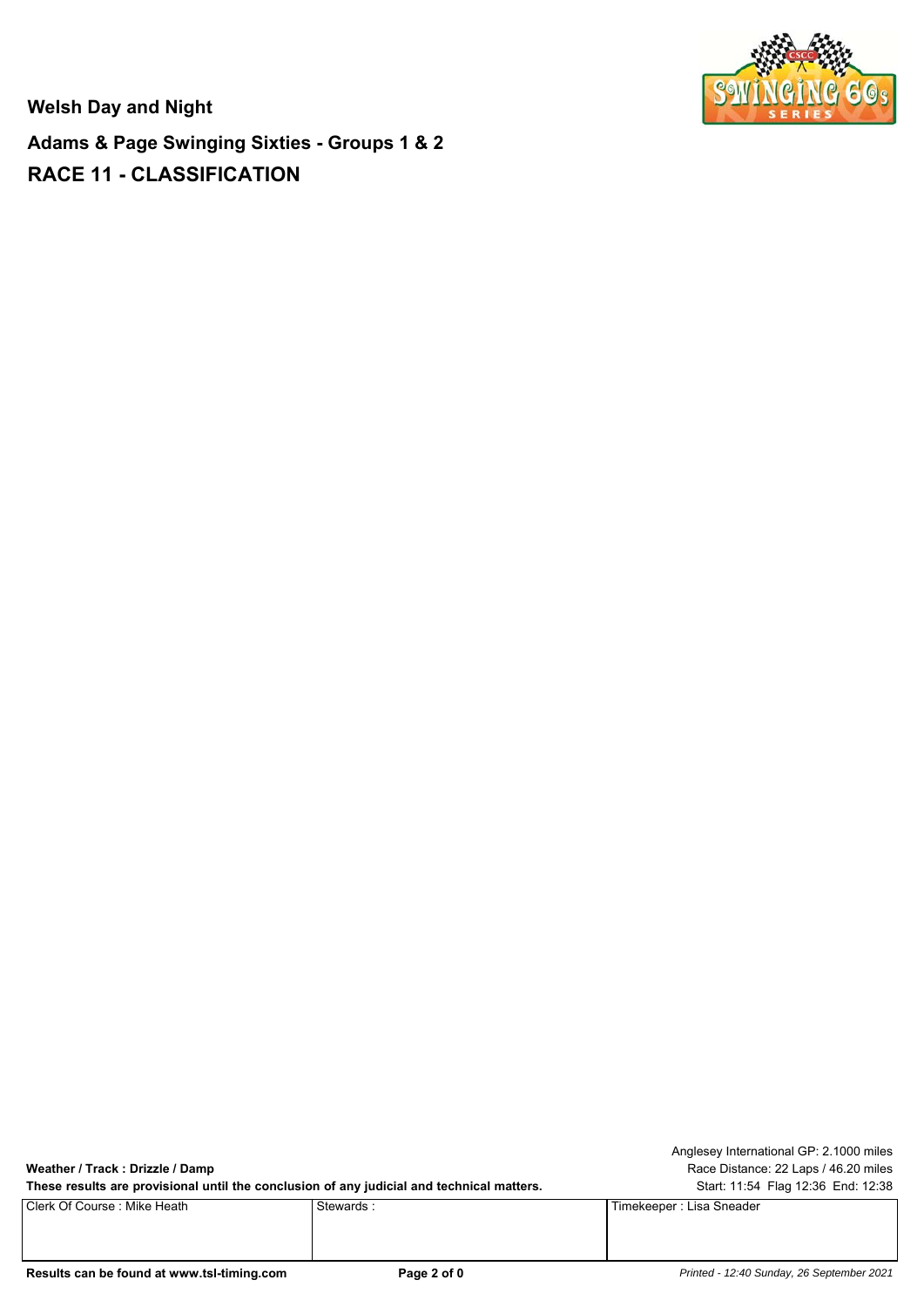**Welsh Day and Night**

**Adams & Page Swinging Sixties - Groups 1 & 2**

## RACE 11 - CLASSIFICATION

Anglesey International GP: 2.1000 miles

**Weather / Track : Drizzle / Damp**

Race Distance: 22 Laps / 46.20 miles

**These results are provisional until the conclusion of any judicial and technical matters.**

Start: 11:54 Flag 12:36 End: 12:38

| | | |
|---|---|---|
| Clerk Of Course : Mike Heath | Stewards : | Timekeeper : Lisa Sneader |

**Results can be found at www.tsl-timing.com**

*Printed - 12:40 Sunday, 26 September 2021*